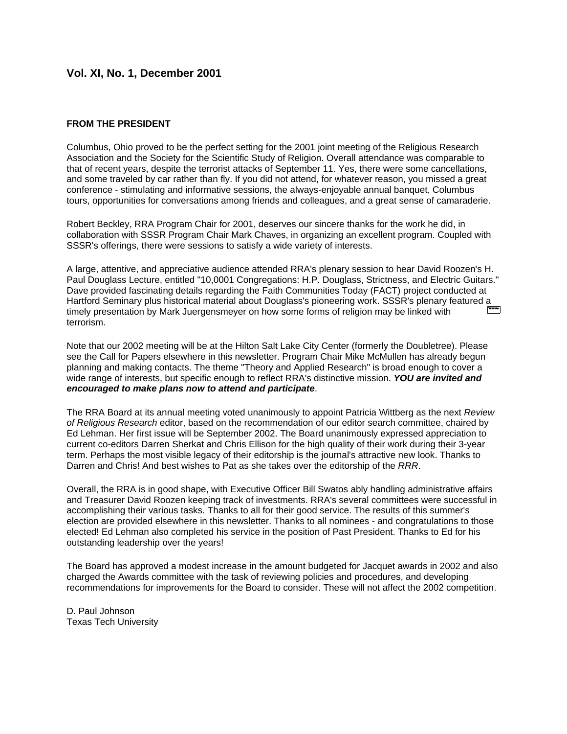## Vol. XI, No. 1, December 2001

### FROM THE PRESIDENT

Columbus, Ohio proved to be the perfect setting for the 2001 joint meeting of the Religious Research Association and the Society for the Scientific Study of Religion. Overall attendance was comparable to that of recent years, despite the terrorist attacks of September 11. Yes, there were some cancellations, and some traveled by car rather than fly. If you did not attend, for whatever reason, you missed a great conference - stimulating and informative sessions, the always-enjoyable annual banquet, Columbus tours, opportunities for conversations among friends and colleagues, and a great sense of camaraderie.

Robert Beckley, RRA Program Chair for 2001, deserves our sincere thanks for the work he did, in collaboration with SSSR Program Chair Mark Chaves, in organizing an excellent program. Coupled with SSSR's offerings, there were sessions to satisfy a wide variety of interests.

A large, attentive, and appreciative audience attended RRA's plenary session to hear David Roozen's H. Paul Douglass Lecture, entitled "10,0001 Congregations: H.P. Douglass, Strictness, and Electric Guitars." Dave provided fascinating details regarding the Faith Communities Today (FACT) project conducted at Hartford Seminary plus historical material about Douglass's pioneering work. SSSR's plenary featured a timely presentation by Mark Juergensmeyer on how some forms of religion may be linked with terrorism.

Note that our 2002 meeting will be at the Hilton Salt Lake City Center (formerly the Doubletree). Please see the Call for Papers elsewhere in this newsletter. Program Chair Mike McMullen has already begun planning and making contacts. The theme "Theory and Applied Research" is broad enough to cover a wide range of interests, but specific enough to reflect RRA's distinctive mission. ***YOU are invited and encouraged to make plans now to attend and participate***.

The RRA Board at its annual meeting voted unanimously to appoint Patricia Wittberg as the next *Review of Religious Research* editor, based on the recommendation of our editor search committee, chaired by Ed Lehman. Her first issue will be September 2002. The Board unanimously expressed appreciation to current co-editors Darren Sherkat and Chris Ellison for the high quality of their work during their 3-year term. Perhaps the most visible legacy of their editorship is the journal's attractive new look. Thanks to Darren and Chris! And best wishes to Pat as she takes over the editorship of the *RRR*.

Overall, the RRA is in good shape, with Executive Officer Bill Swatos ably handling administrative affairs and Treasurer David Roozen keeping track of investments. RRA's several committees were successful in accomplishing their various tasks. Thanks to all for their good service. The results of this summer's election are provided elsewhere in this newsletter. Thanks to all nominees - and congratulations to those elected! Ed Lehman also completed his service in the position of Past President. Thanks to Ed for his outstanding leadership over the years!

The Board has approved a modest increase in the amount budgeted for Jacquet awards in 2002 and also charged the Awards committee with the task of reviewing policies and procedures, and developing recommendations for improvements for the Board to consider. These will not affect the 2002 competition.

D. Paul Johnson
Texas Tech University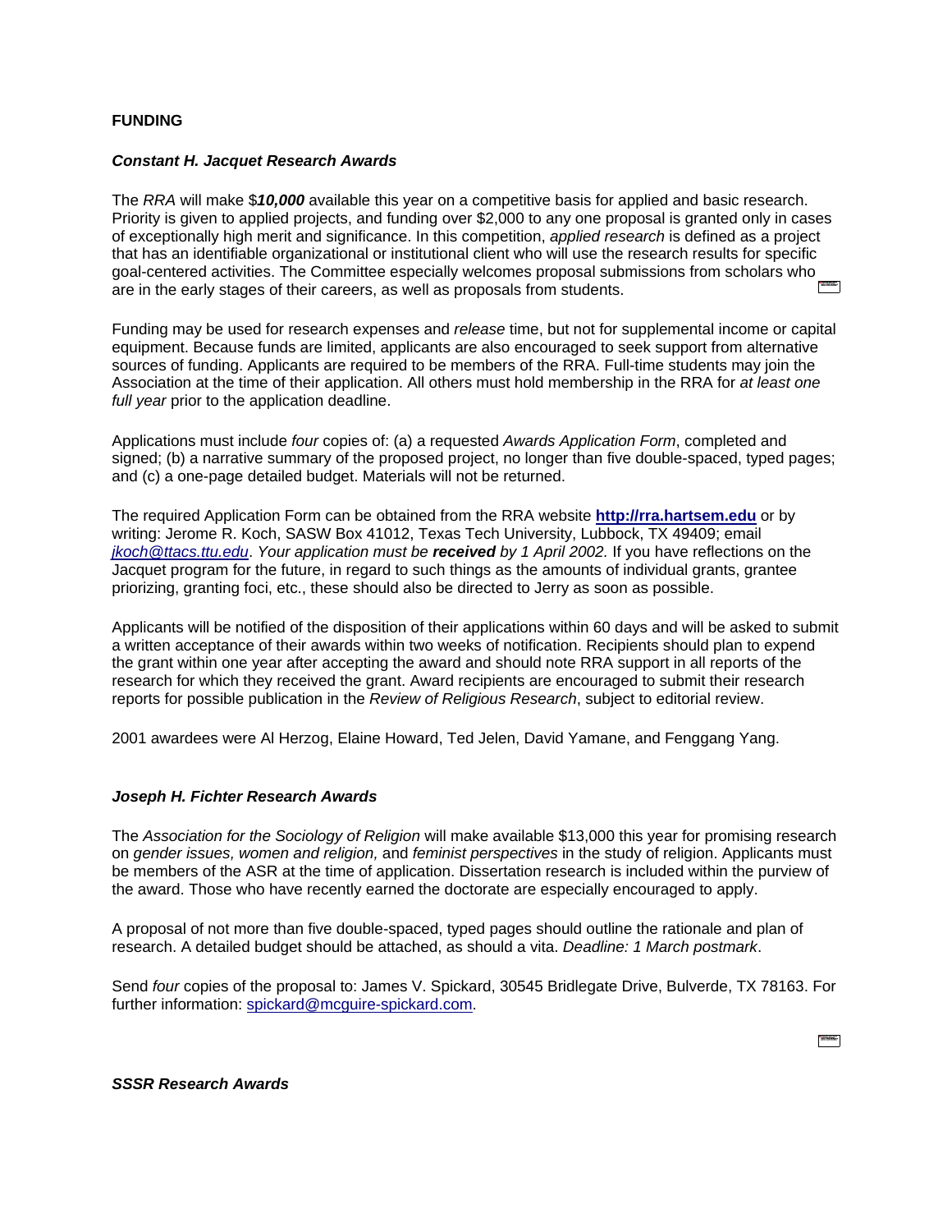## FUNDING

### *Constant H. Jacquet Research Awards*

The *RRA* will make $***10,000*** available this year on a competitive basis for applied and basic research. Priority is given to applied projects, and funding over $2,000 to any one proposal is granted only in cases of exceptionally high merit and significance. In this competition, *applied research* is defined as a project that has an identifiable organizational or institutional client who will use the research results for specific goal-centered activities. The Committee especially welcomes proposal submissions from scholars who are in the early stages of their careers, as well as proposals from students.

Funding may be used for research expenses and *release* time, but not for supplemental income or capital equipment. Because funds are limited, applicants are also encouraged to seek support from alternative sources of funding. Applicants are required to be members of the RRA. Full-time students may join the Association at the time of their application. All others must hold membership in the RRA for *at least one full year* prior to the application deadline.

Applications must include *four* copies of: (a) a requested *Awards Application Form*, completed and signed; (b) a narrative summary of the proposed project, no longer than five double-spaced, typed pages; and (c) a one-page detailed budget. Materials will not be returned.

The required Application Form can be obtained from the RRA website **http://rra.hartsem.edu** or by writing: Jerome R. Koch, SASW Box 41012, Texas Tech University, Lubbock, TX 49409; email *jkoch@ttacs.ttu.edu*. *Your application must be* ***received*** *by 1 April 2002.* If you have reflections on the Jacquet program for the future, in regard to such things as the amounts of individual grants, grantee priorizing, granting foci, etc., these should also be directed to Jerry as soon as possible.

Applicants will be notified of the disposition of their applications within 60 days and will be asked to submit a written acceptance of their awards within two weeks of notification. Recipients should plan to expend the grant within one year after accepting the award and should note RRA support in all reports of the research for which they received the grant. Award recipients are encouraged to submit their research reports for possible publication in the *Review of Religious Research*, subject to editorial review.

2001 awardees were Al Herzog, Elaine Howard, Ted Jelen, David Yamane, and Fenggang Yang.

### *Joseph H. Fichter Research Awards*

The *Association for the Sociology of Religion* will make available $13,000 this year for promising research on *gender issues, women and religion,* and *feminist perspectives* in the study of religion. Applicants must be members of the ASR at the time of application. Dissertation research is included within the purview of the award. Those who have recently earned the doctorate are especially encouraged to apply.

A proposal of not more than five double-spaced, typed pages should outline the rationale and plan of research. A detailed budget should be attached, as should a vita. *Deadline: 1 March postmark*.

Send *four* copies of the proposal to: James V. Spickard, 30545 Bridlegate Drive, Bulverde, TX 78163. For further information: spickard@mcguire-spickard.com.

### *SSSR Research Awards*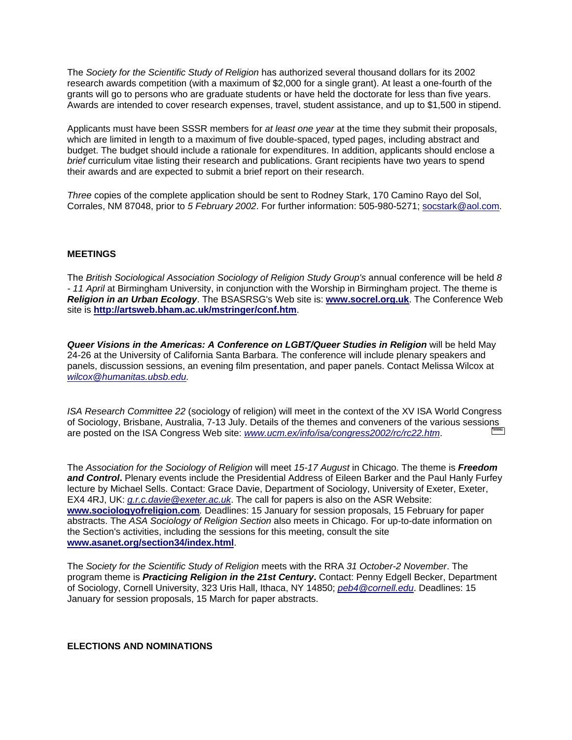The *Society for the Scientific Study of Religion* has authorized several thousand dollars for its 2002 research awards competition (with a maximum of $2,000 for a single grant). At least a one-fourth of the grants will go to persons who are graduate students or have held the doctorate for less than five years. Awards are intended to cover research expenses, travel, student assistance, and up to $1,500 in stipend.

Applicants must have been SSSR members for *at least one year* at the time they submit their proposals, which are limited in length to a maximum of five double-spaced, typed pages, including abstract and budget. The budget should include a rationale for expenditures. In addition, applicants should enclose a *brief* curriculum vitae listing their research and publications. Grant recipients have two years to spend their awards and are expected to submit a brief report on their research.

*Three* copies of the complete application should be sent to Rodney Stark, 170 Camino Rayo del Sol, Corrales, NM 87048, prior to *5 February 2002*. For further information: 505-980-5271; socstark@aol.com.

## MEETINGS

The *British Sociological Association Sociology of Religion Study Group's* annual conference will be held *8 - 11 April* at Birmingham University, in conjunction with the Worship in Birmingham project. The theme is ***Religion in an Urban Ecology***. The BSASRSG's Web site is: **www.socrel.org.uk**. The Conference Web site is **http://artsweb.bham.ac.uk/mstringer/conf.htm**.

***Queer Visions in the Americas: A Conference on LGBT/Queer Studies in Religion*** will be held May 24-26 at the University of California Santa Barbara. The conference will include plenary speakers and panels, discussion sessions, an evening film presentation, and paper panels. Contact Melissa Wilcox at *wilcox@humanitas.ubsb.edu.*

*ISA Research Committee 22* (sociology of religion) will meet in the context of the XV ISA World Congress of Sociology, Brisbane, Australia, 7-13 July. Details of the themes and conveners of the various sessions are posted on the ISA Congress Web site: *www.ucm.ex/info/isa/congress2002/rc/rc22.htm*.

The *Association for the Sociology of Religion* will meet *15-17 August* in Chicago. The theme is ***Freedom and Control***. Plenary events include the Presidential Address of Eileen Barker and the Paul Hanly Furfey lecture by Michael Sells. Contact: Grace Davie, Department of Sociology, University of Exeter, Exeter, EX4 4RJ, UK: *g.r.c.davie@exeter.ac.uk*. The call for papers is also on the ASR Website: **www.sociologyofreligion.com**. Deadlines: 15 January for session proposals, 15 February for paper abstracts. The *ASA Sociology of Religion Section* also meets in Chicago. For up-to-date information on the Section's activities, including the sessions for this meeting, consult the site **www.asanet.org/section34/index.html**.

The *Society for the Scientific Study of Religion* meets with the RRA *31 October-2 November*. The program theme is ***Practicing Religion in the 21st Century***. Contact: Penny Edgell Becker, Department of Sociology, Cornell University, 323 Uris Hall, Ithaca, NY 14850; *peb4@cornell.edu*. Deadlines: 15 January for session proposals, 15 March for paper abstracts.

## ELECTIONS AND NOMINATIONS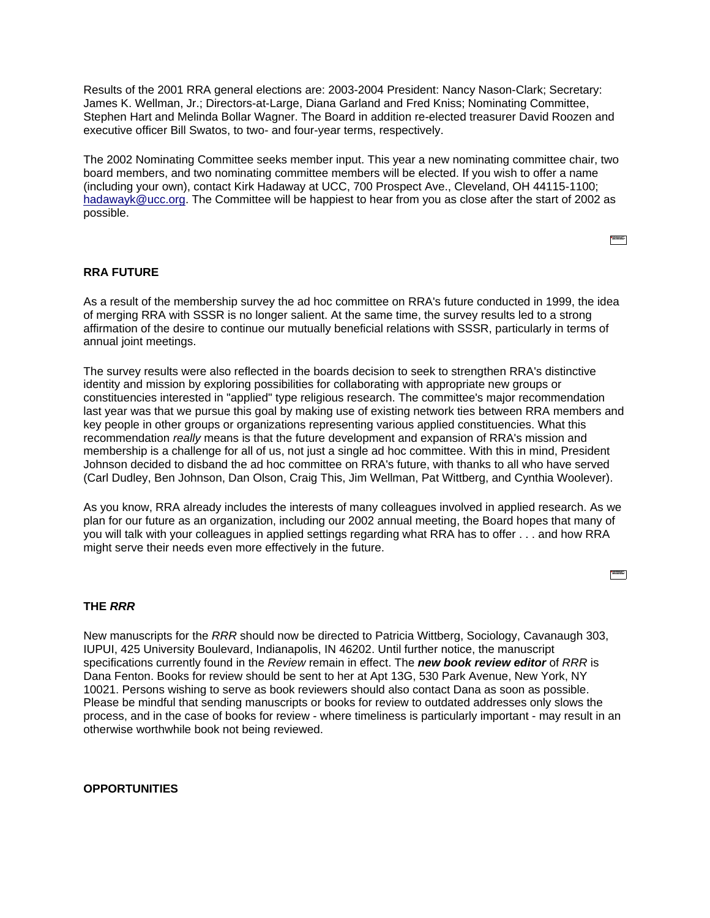Results of the 2001 RRA general elections are: 2003-2004 President: Nancy Nason-Clark; Secretary: James K. Wellman, Jr.; Directors-at-Large, Diana Garland and Fred Kniss; Nominating Committee, Stephen Hart and Melinda Bollar Wagner. The Board in addition re-elected treasurer David Roozen and executive officer Bill Swatos, to two- and four-year terms, respectively.

The 2002 Nominating Committee seeks member input. This year a new nominating committee chair, two board members, and two nominating committee members will be elected. If you wish to offer a name (including your own), contact Kirk Hadaway at UCC, 700 Prospect Ave., Cleveland, OH 44115-1100; hadawayk@ucc.org. The Committee will be happiest to hear from you as close after the start of 2002 as possible.

**RRA FUTURE**

As a result of the membership survey the ad hoc committee on RRA's future conducted in 1999, the idea of merging RRA with SSSR is no longer salient. At the same time, the survey results led to a strong affirmation of the desire to continue our mutually beneficial relations with SSSR, particularly in terms of annual joint meetings.

The survey results were also reflected in the boards decision to seek to strengthen RRA's distinctive identity and mission by exploring possibilities for collaborating with appropriate new groups or constituencies interested in "applied" type religious research. The committee's major recommendation last year was that we pursue this goal by making use of existing network ties between RRA members and key people in other groups or organizations representing various applied constituencies. What this recommendation *really* means is that the future development and expansion of RRA's mission and membership is a challenge for all of us, not just a single ad hoc committee. With this in mind, President Johnson decided to disband the ad hoc committee on RRA's future, with thanks to all who have served (Carl Dudley, Ben Johnson, Dan Olson, Craig This, Jim Wellman, Pat Wittberg, and Cynthia Woolever).

As you know, RRA already includes the interests of many colleagues involved in applied research. As we plan for our future as an organization, including our 2002 annual meeting, the Board hopes that many of you will talk with your colleagues in applied settings regarding what RRA has to offer . . . and how RRA might serve their needs even more effectively in the future.

**THE *RRR***

New manuscripts for the *RRR* should now be directed to Patricia Wittberg, Sociology, Cavanaugh 303, IUPUI, 425 University Boulevard, Indianapolis, IN 46202. Until further notice, the manuscript specifications currently found in the *Review* remain in effect. The ***new book review editor*** of *RRR* is Dana Fenton. Books for review should be sent to her at Apt 13G, 530 Park Avenue, New York, NY 10021. Persons wishing to serve as book reviewers should also contact Dana as soon as possible. Please be mindful that sending manuscripts or books for review to outdated addresses only slows the process, and in the case of books for review - where timeliness is particularly important - may result in an otherwise worthwhile book not being reviewed.

**OPPORTUNITIES**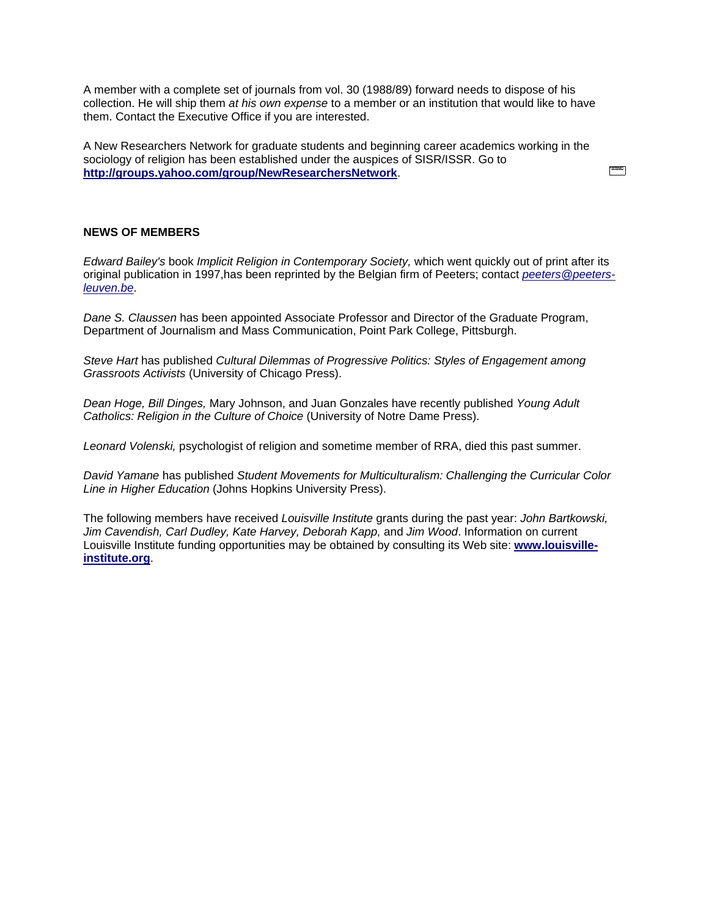A member with a complete set of journals from vol. 30 (1988/89) forward needs to dispose of his collection. He will ship them *at his own expense* to a member or an institution that would like to have them. Contact the Executive Office if you are interested.

A New Researchers Network for graduate students and beginning career academics working in the sociology of religion has been established under the auspices of SISR/ISSR. Go to **http://groups.yahoo.com/group/NewResearchersNetwork**.

**NEWS OF MEMBERS**

*Edward Bailey's* book *Implicit Religion in Contemporary Society,* which went quickly out of print after its original publication in 1997,has been reprinted by the Belgian firm of Peeters; contact *peeters@peeters-leuven.be*.

*Dane S. Claussen* has been appointed Associate Professor and Director of the Graduate Program, Department of Journalism and Mass Communication, Point Park College, Pittsburgh.

*Steve Hart* has published *Cultural Dilemmas of Progressive Politics: Styles of Engagement among Grassroots Activists* (University of Chicago Press).

*Dean Hoge, Bill Dinges,* Mary Johnson, and Juan Gonzales have recently published *Young Adult Catholics: Religion in the Culture of Choice* (University of Notre Dame Press).

*Leonard Volenski,* psychologist of religion and sometime member of RRA, died this past summer.

*David Yamane* has published *Student Movements for Multiculturalism: Challenging the Curricular Color Line in Higher Education* (Johns Hopkins University Press).

The following members have received *Louisville Institute* grants during the past year: *John Bartkowski, Jim Cavendish, Carl Dudley, Kate Harvey, Deborah Kapp,* and *Jim Wood*. Information on current Louisville Institute funding opportunities may be obtained by consulting its Web site: **www.louisville-institute.org**.